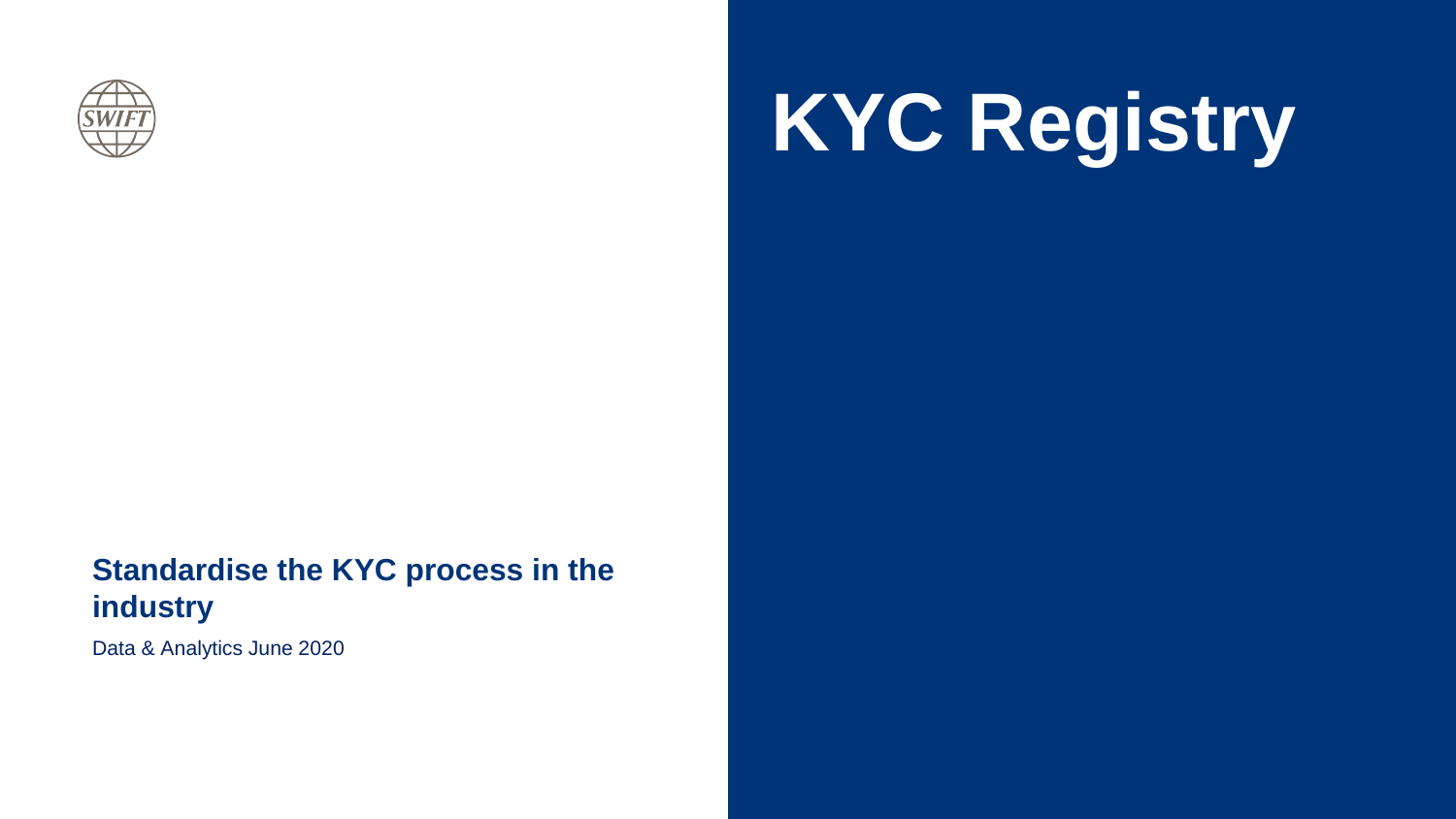# KYC Registry

**Standardise the KYC process in the industry**

Data & Analytics June 2020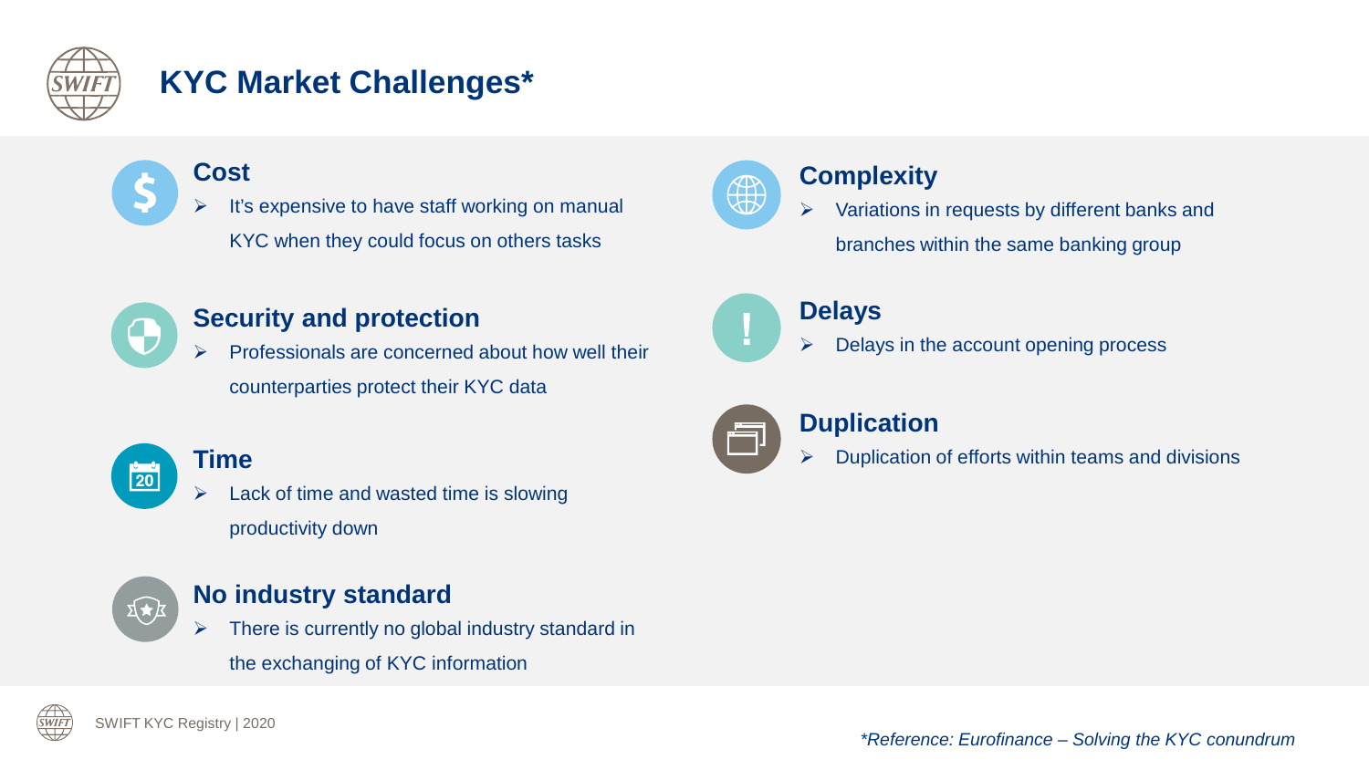# KYC Market Challenges*

### Cost

- It's expensive to have staff working on manual KYC when they could focus on others tasks

### Security and protection

- Professionals are concerned about how well their counterparties protect their KYC data

### Time

- Lack of time and wasted time is slowing productivity down

### No industry standard

- There is currently no global industry standard in the exchanging of KYC information

### Complexity

- Variations in requests by different banks and branches within the same banking group

### Delays

- Delays in the account opening process

### Duplication

- Duplication of efforts within teams and divisions

*\*Reference: Eurofinance – Solving the KYC conundrum*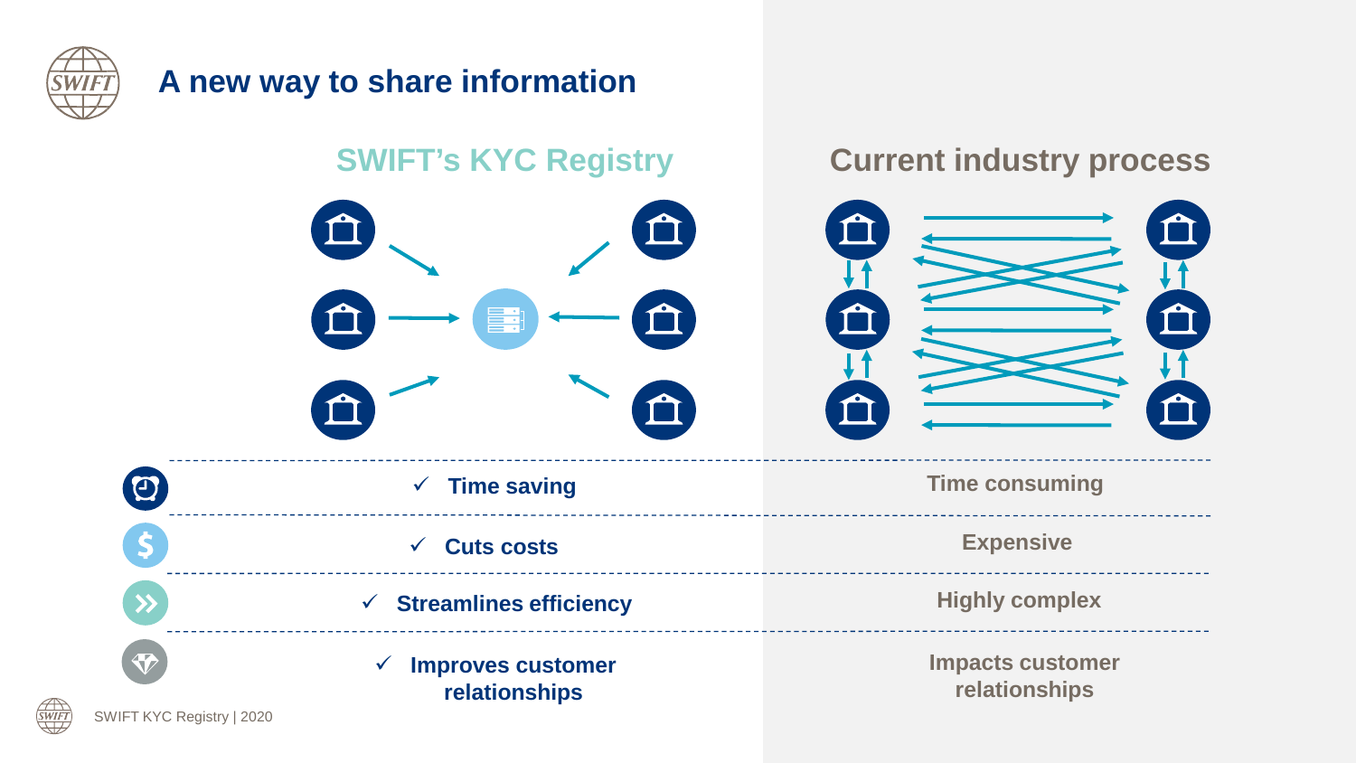# A new way to share information

| SWIFT's KYC Registry | Current industry process |
|---|---|
| ✓ **Time saving** | **Time consuming** |
| ✓ **Cuts costs** | **Expensive** |
| ✓ **Streamlines efficiency** | **Highly complex** |
| ✓ **Improves customer relationships** | **Impacts customer relationships** |

SWIFT KYC Registry | 2020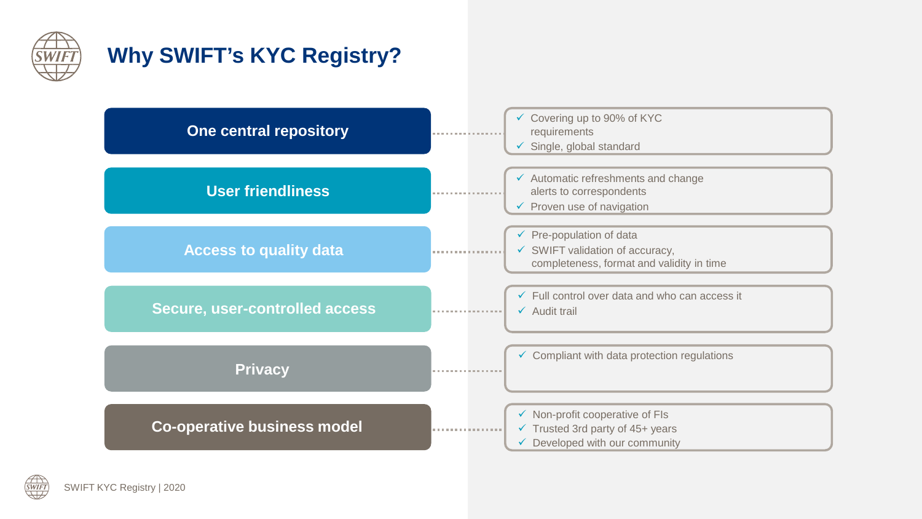# Why SWIFT's KYC Registry?

**One central repository**
- ✓ Covering up to 90% of KYC requirements
- ✓ Single, global standard

**User friendliness**
- ✓ Automatic refreshments and change alerts to correspondents
- ✓ Proven use of navigation

**Access to quality data**
- ✓ Pre-population of data
- ✓ SWIFT validation of accuracy, completeness, format and validity in time

**Secure, user-controlled access**
- ✓ Full control over data and who can access it
- ✓ Audit trail

**Privacy**
- ✓ Compliant with data protection regulations

**Co-operative business model**
- ✓ Non-profit cooperative of FIs
- ✓ Trusted 3rd party of 45+ years
- ✓ Developed with our community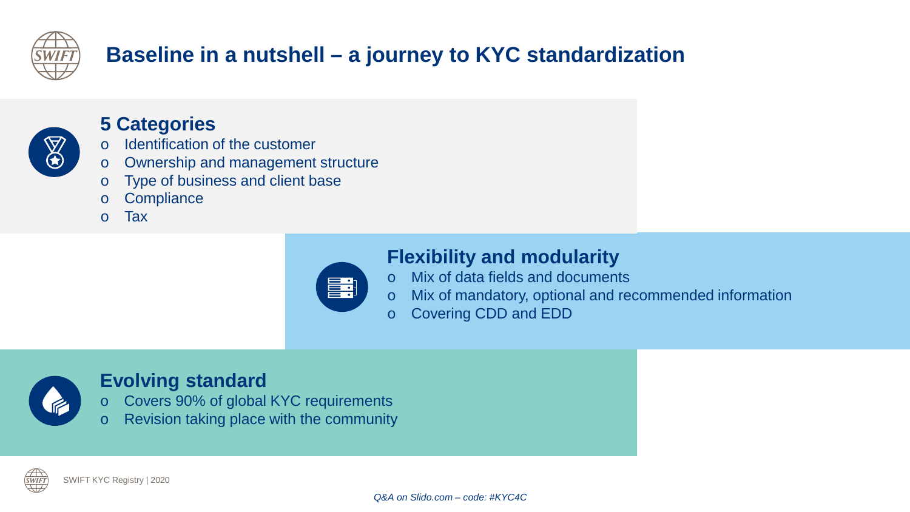# Baseline in a nutshell – a journey to KYC standardization

## 5 Categories

- Identification of the customer
- Ownership and management structure
- Type of business and client base
- Compliance
- Tax

## Flexibility and modularity

- Mix of data fields and documents
- Mix of mandatory, optional and recommended information
- Covering CDD and EDD

## Evolving standard

- Covers 90% of global KYC requirements
- Revision taking place with the community

*Q&A on Slido.com – code: #KYC4C*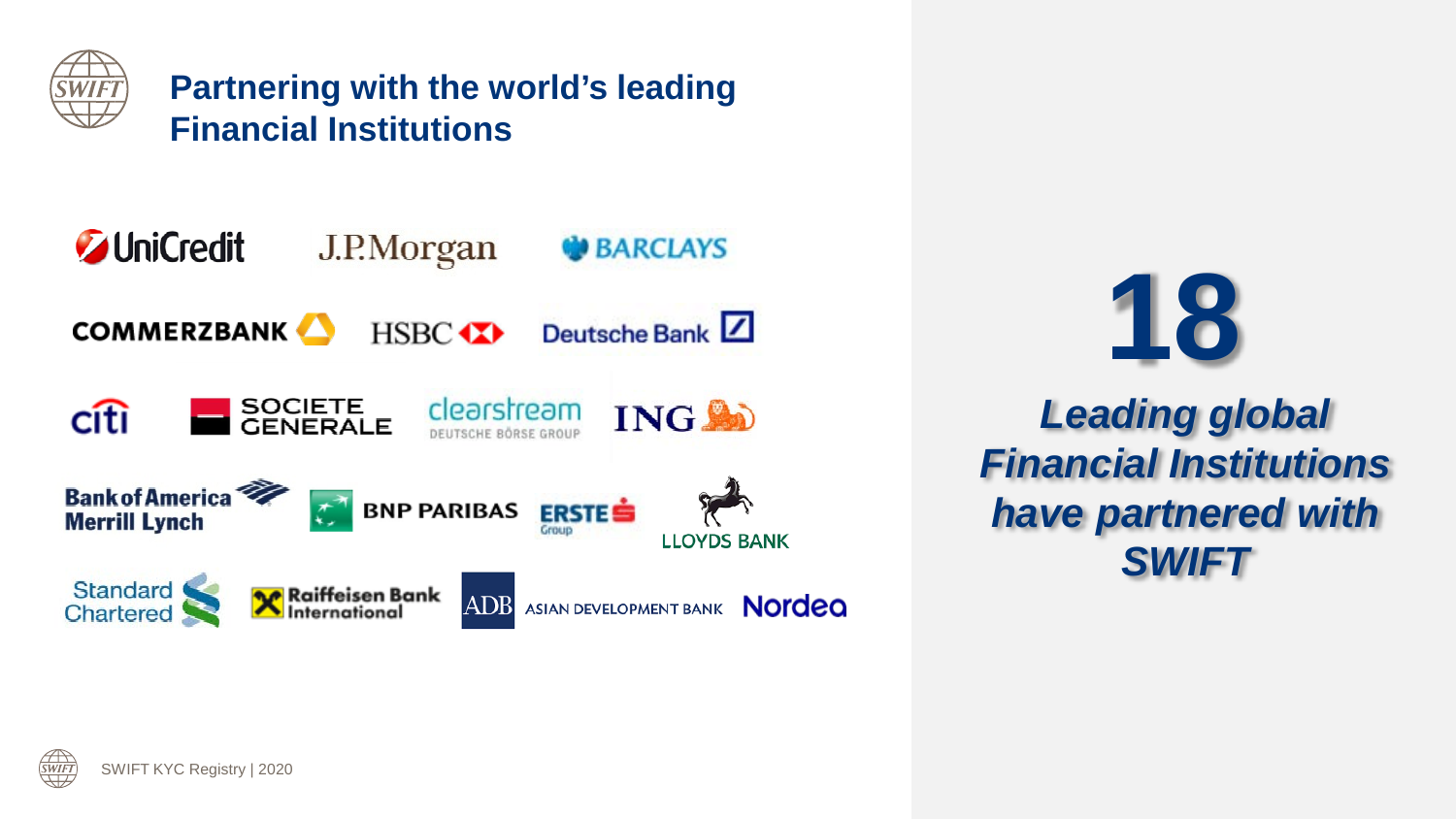# Partnering with the world's leading Financial Institutions

UniCredit
J.P.Morgan
BARCLAYS
COMMERZBANK
HSBC
Deutsche Bank
citi
SOCIETE GENERALE
clearstream DEUTSCHE BÖRSE GROUP
ING
Bank of America Merrill Lynch
BNP PARIBAS
ERSTE Group
LLOYDS BANK
Standard Chartered
Raiffeisen Bank International
ADB ASIAN DEVELOPMENT BANK
Nordea

**18**

***Leading global Financial Institutions have partnered with SWIFT***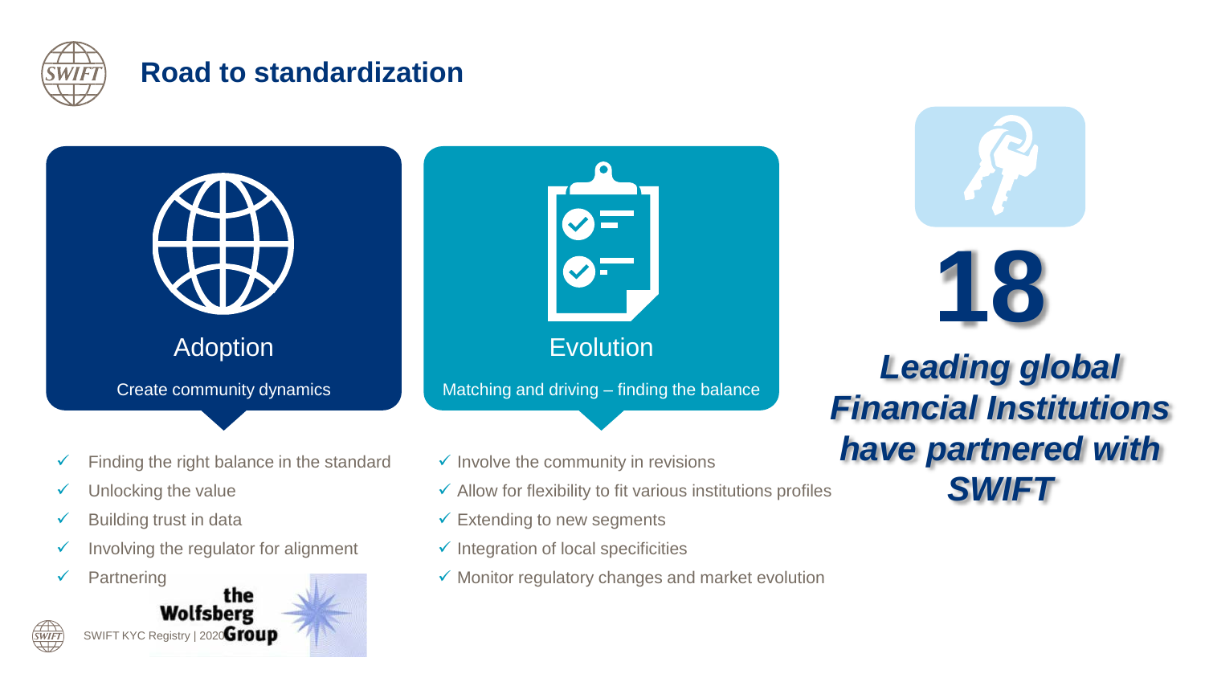# Road to standardization

## Adoption

Create community dynamics

- Finding the right balance in the standard
- Unlocking the value
- Building trust in data
- Involving the regulator for alignment
- Partnering

## Evolution

Matching and driving – finding the balance

- Involve the community in revisions
- Allow for flexibility to fit various institutions profiles
- Extending to new segments
- Integration of local specificities
- Monitor regulatory changes and market evolution

**18**

***Leading global Financial Institutions have partnered with SWIFT***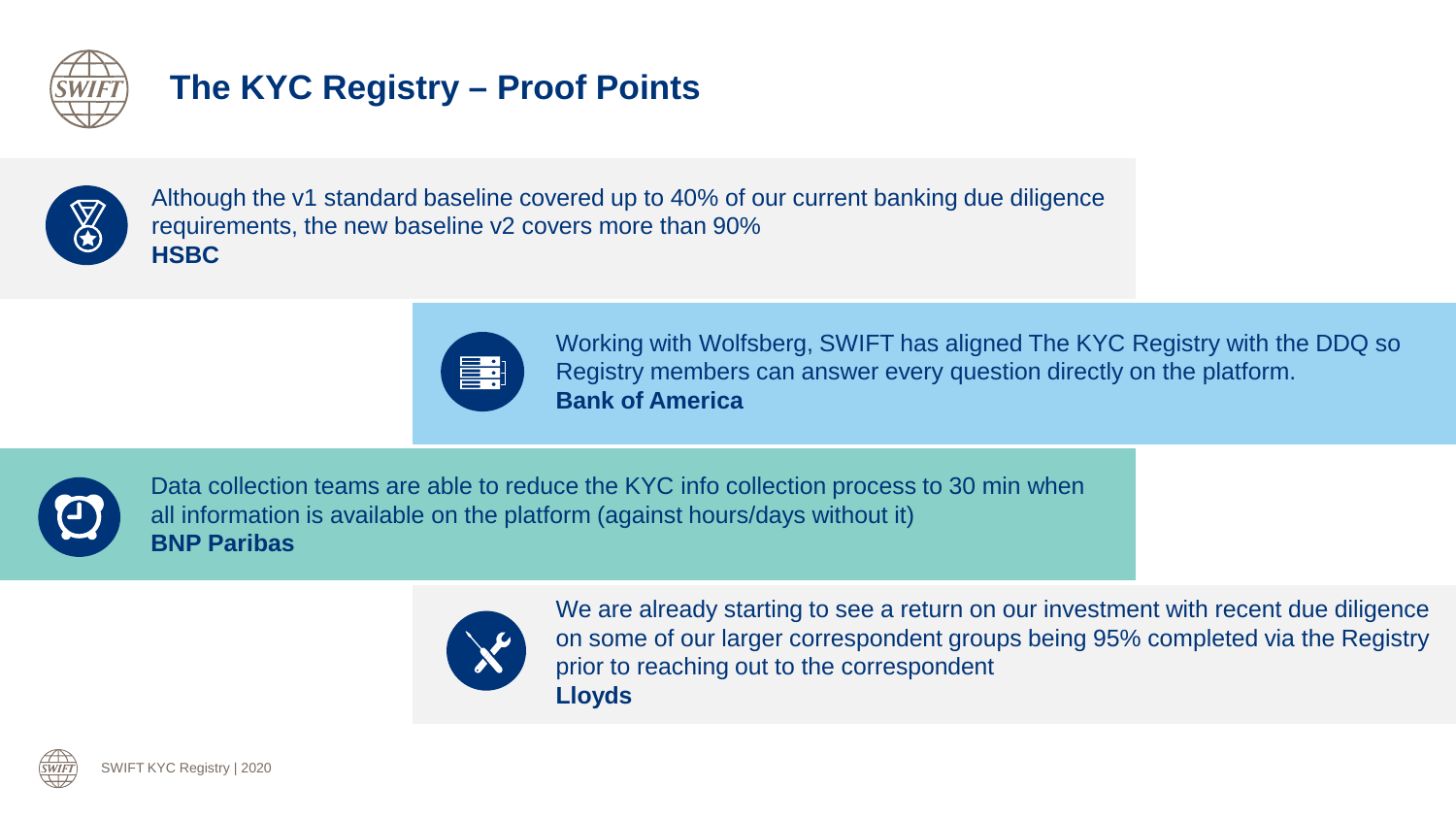# The KYC Registry – Proof Points

Although the v1 standard baseline covered up to 40% of our current banking due diligence requirements, the new baseline v2 covers more than 90%
**HSBC**

Working with Wolfsberg, SWIFT has aligned The KYC Registry with the DDQ so Registry members can answer every question directly on the platform.
**Bank of America**

Data collection teams are able to reduce the KYC info collection process to 30 min when all information is available on the platform (against hours/days without it)
**BNP Paribas**

We are already starting to see a return on our investment with recent due diligence on some of our larger correspondent groups being 95% completed via the Registry prior to reaching out to the correspondent
**Lloyds**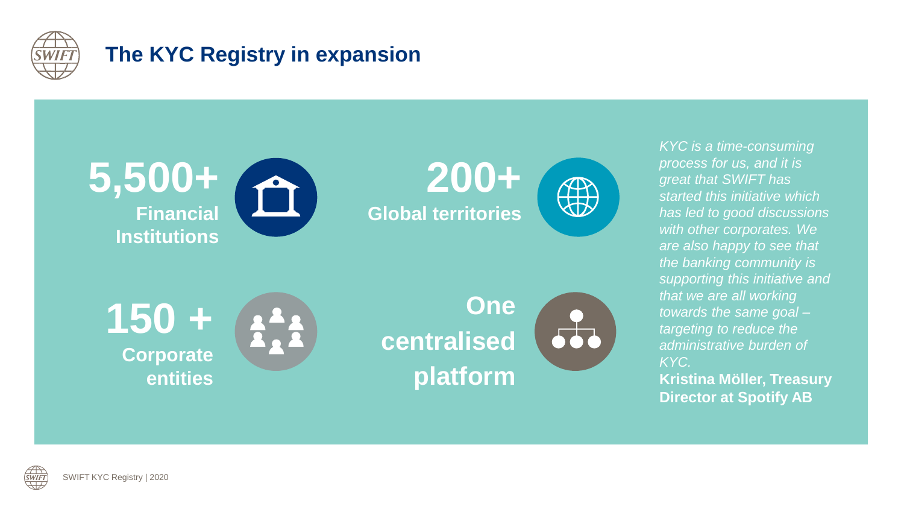# The KYC Registry in expansion

**5,500+**
**Financial Institutions**

**200+**
**Global territories**

**150 +**
**Corporate entities**

**One centralised platform**

*KYC is a time-consuming process for us, and it is great that SWIFT has started this initiative which has led to good discussions with other corporates. We are also happy to see that the banking community is supporting this initiative and that we are all working towards the same goal – targeting to reduce the administrative burden of KYC.*

**Kristina Möller, Treasury Director at Spotify AB**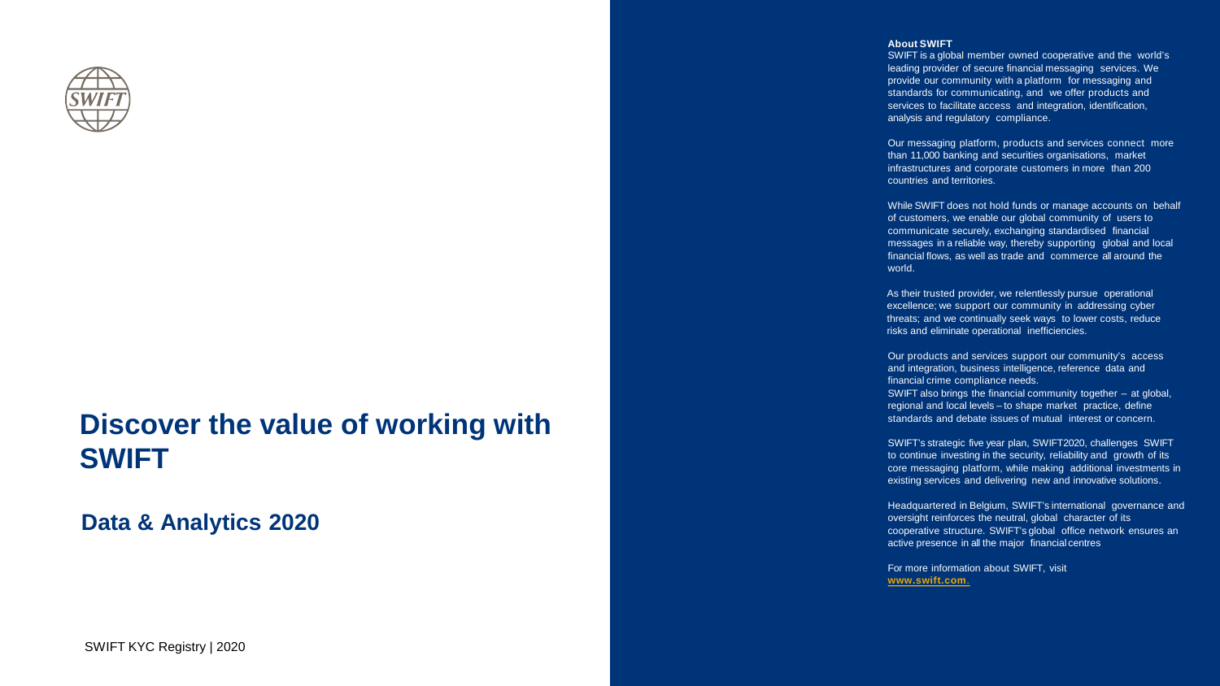# Discover the value of working with SWIFT

## Data & Analytics 2020

SWIFT KYC Registry | 2020

**About SWIFT**

SWIFT is a global member owned cooperative and the world's leading provider of secure financial messaging services. We provide our community with a platform for messaging and standards for communicating, and we offer products and services to facilitate access and integration, identification, analysis and regulatory compliance.

Our messaging platform, products and services connect more than 11,000 banking and securities organisations, market infrastructures and corporate customers in more than 200 countries and territories.

While SWIFT does not hold funds or manage accounts on behalf of customers, we enable our global community of users to communicate securely, exchanging standardised financial messages in a reliable way, thereby supporting global and local financial flows, as well as trade and commerce all around the world.

As their trusted provider, we relentlessly pursue operational excellence; we support our community in addressing cyber threats; and we continually seek ways to lower costs, reduce risks and eliminate operational inefficiencies.

Our products and services support our community's access and integration, business intelligence, reference data and financial crime compliance needs.
SWIFT also brings the financial community together – at global, regional and local levels – to shape market practice, define standards and debate issues of mutual interest or concern.

SWIFT's strategic five year plan, SWIFT2020, challenges SWIFT to continue investing in the security, reliability and growth of its core messaging platform, while making additional investments in existing services and delivering new and innovative solutions.

Headquartered in Belgium, SWIFT's international governance and oversight reinforces the neutral, global character of its cooperative structure. SWIFT's global office network ensures an active presence in all the major financial centres

For more information about SWIFT, visit **www.swift.com.**